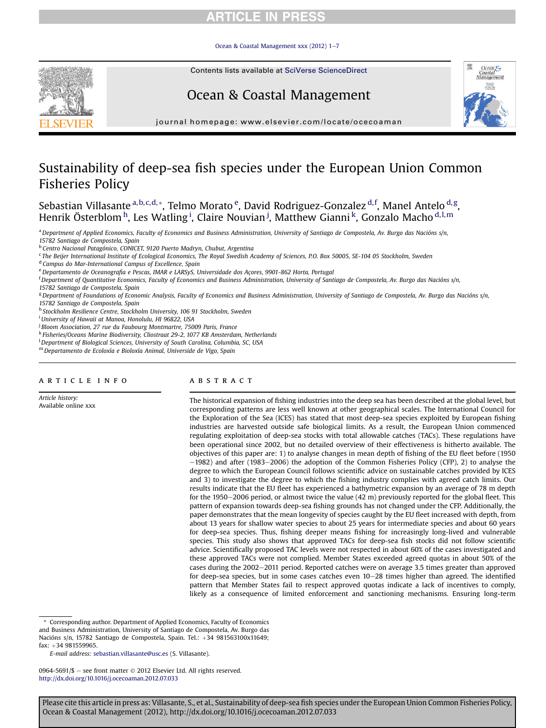# Sustainability of deep-sea fish species under the European Union Common Fisheries Policy

Sebastian Villasante [a,b,c,d,*], Telmo Morato [e], David Rodriguez-Gonzalez [d,f], Manel Antelo [d,g], Henrik Österblom [h], Les Watling [i], Claire Nouvian [j], Matthew Gianni [k], Gonzalo Macho [d,l,m]

[a] Department of Applied Economics, Faculty of Economics and Business Administration, University of Santiago de Compostela, Av. Burgo das Nacións s/n, 15782 Santiago de Compostela, Spain
[b] Centro Nacional Patagónico, CONICET, 9120 Puerto Madryn, Chubut, Argentina
[c] The Beijer International Institute of Ecological Economics, The Royal Swedish Academy of Sciences, P.O. Box 50005, SE-104 05 Stockholm, Sweden
[d] Campus do Mar-International Campus of Excellence, Spain
[e] Departamento de Oceanografia e Pescas, IMAR e LARSyS, Universidade dos Açores, 9901-862 Horta, Portugal
[f] Department of Quantitative Economics, Faculty of Economics and Business Administration, University of Santiago de Compostela, Av. Burgo das Nacións s/n, 15782 Santiago de Compostela, Spain
[g] Department of Foundations of Economic Analysis, Faculty of Economics and Business Administration, University of Santiago de Compostela, Av. Burgo das Nacións s/n, 15782 Santiago de Compostela, Spain
[h] Stockholm Resilience Centre, Stockholm University, 106 91 Stockholm, Sweden
[i] University of Hawaii at Manoa, Honolulu, HI 96822, USA
[j] Bloom Association, 27 rue du Faubourg Montmartre, 75009 Paris, France
[k] Fisheries/Oceans Marine Biodiversity, Cliostraat 29-2, 1077 KB Amsterdam, Netherlands
[l] Department of Biological Sciences, University of South Carolina, Columbia, SC, USA
[m] Departamento de Ecoloxía e Bioloxía Animal, Universide de Vigo, Spain

## ARTICLE INFO

*Article history:*
Available online xxx

## ABSTRACT

The historical expansion of fishing industries into the deep sea has been described at the global level, but corresponding patterns are less well known at other geographical scales. The International Council for the Exploration of the Sea (ICES) has stated that most deep-sea species exploited by European fishing industries are harvested outside safe biological limits. As a result, the European Union commenced regulating exploitation of deep-sea stocks with total allowable catches (TACs). These regulations have been operational since 2002, but no detailed overview of their effectiveness is hitherto available. The objectives of this paper are: 1) to analyse changes in mean depth of fishing of the EU fleet before (1950−1982) and after (1983−2006) the adoption of the Common Fisheries Policy (CFP), 2) to analyse the degree to which the European Council follows scientific advice on sustainable catches provided by ICES and 3) to investigate the degree to which the fishing industry complies with agreed catch limits. Our results indicate that the EU fleet has experienced a bathymetric expansion by an average of 78 m depth for the 1950−2006 period, or almost twice the value (42 m) previously reported for the global fleet. This pattern of expansion towards deep-sea fishing grounds has not changed under the CFP. Additionally, the paper demonstrates that the mean longevity of species caught by the EU fleet increased with depth, from about 13 years for shallow water species to about 25 years for intermediate species and about 60 years for deep-sea species. Thus, fishing deeper means fishing for increasingly long-lived and vulnerable species. This study also shows that approved TACs for deep-sea fish stocks did not follow scientific advice. Scientifically proposed TAC levels were not respected in about 60% of the cases investigated and these approved TACs were not complied. Member States exceeded agreed quotas in about 50% of the cases during the 2002−2011 period. Reported catches were on average 3.5 times greater than approved for deep-sea species, but in some cases catches even 10−28 times higher than agreed. The identified pattern that Member States fail to respect approved quotas indicate a lack of incentives to comply, likely as a consequence of limited enforcement and sanctioning mechanisms. Ensuring long-term

\* Corresponding author. Department of Applied Economics, Faculty of Economics and Business Administration, University of Santiago de Compostela, Av. Burgo das Nacións s/n, 15782 Santiago de Compostela, Spain. Tel.: +34 981563100x11649; fax: +34 981559965.

*E-mail address:* sebastian.villasante@usc.es (S. Villasante).

0964-5691/$ − see front matter © 2012 Elsevier Ltd. All rights reserved.
http://dx.doi.org/10.1016/j.ocecoaman.2012.07.033

Please cite this article in press as: Villasante, S., et al., Sustainability of deep-sea fish species under the European Union Common Fisheries Policy, Ocean & Coastal Management (2012), http://dx.doi.org/10.1016/j.ocecoaman.2012.07.033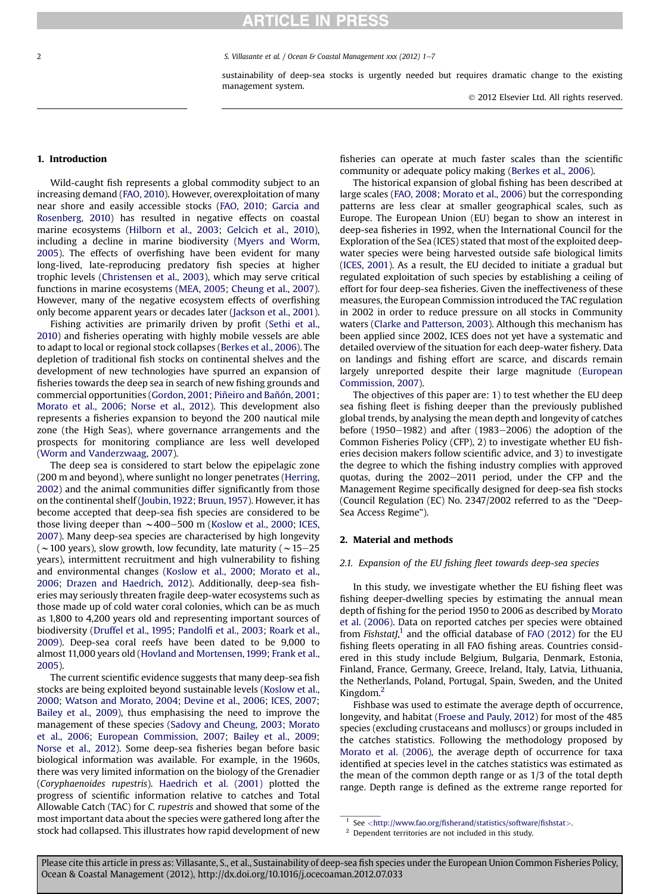sustainability of deep-sea stocks is urgently needed but requires dramatic change to the existing management system.

© 2012 Elsevier Ltd. All rights reserved.

## 1. Introduction

Wild-caught fish represents a global commodity subject to an increasing demand (FAO, 2010). However, overexploitation of many near shore and easily accessible stocks (FAO, 2010; Garcia and Rosenberg, 2010) has resulted in negative effects on coastal marine ecosystems (Hilborn et al., 2003; Gelcich et al., 2010), including a decline in marine biodiversity (Myers and Worm, 2005). The effects of overfishing have been evident for many long-lived, late-reproducing predatory fish species at higher trophic levels (Christensen et al., 2003), which may serve critical functions in marine ecosystems (MEA, 2005; Cheung et al., 2007). However, many of the negative ecosystem effects of overfishing only become apparent years or decades later (Jackson et al., 2001).

Fishing activities are primarily driven by profit (Sethi et al., 2010) and fisheries operating with highly mobile vessels are able to adapt to local or regional stock collapses (Berkes et al., 2006). The depletion of traditional fish stocks on continental shelves and the development of new technologies have spurred an expansion of fisheries towards the deep sea in search of new fishing grounds and commercial opportunities (Gordon, 2001; Piñeiro and Bañón, 2001; Morato et al., 2006; Norse et al., 2012). This development also represents a fisheries expansion to beyond the 200 nautical mile zone (the High Seas), where governance arrangements and the prospects for monitoring compliance are less well developed (Worm and Vanderzwaag, 2007).

The deep sea is considered to start below the epipelagic zone (200 m and beyond), where sunlight no longer penetrates (Herring, 2002) and the animal communities differ significantly from those on the continental shelf (Joubin, 1922; Bruun, 1957). However, it has become accepted that deep-sea fish species are considered to be those living deeper than ~400–500 m (Koslow et al., 2000; ICES, 2007). Many deep-sea species are characterised by high longevity (~100 years), slow growth, low fecundity, late maturity (~15–25 years), intermittent recruitment and high vulnerability to fishing and environmental changes (Koslow et al., 2000; Morato et al., 2006; Drazen and Haedrich, 2012). Additionally, deep-sea fisheries may seriously threaten fragile deep-water ecosystems such as those made up of cold water coral colonies, which can be as much as 1,800 to 4,200 years old and representing important sources of biodiversity (Druffel et al., 1995; Pandolfi et al., 2003; Roark et al., 2009). Deep-sea coral reefs have been dated to be 9,000 to almost 11,000 years old (Hovland and Mortensen, 1999; Frank et al., 2005).

The current scientific evidence suggests that many deep-sea fish stocks are being exploited beyond sustainable levels (Koslow et al., 2000; Watson and Morato, 2004; Devine et al., 2006; ICES, 2007; Bailey et al., 2009), thus emphasising the need to improve the management of these species (Sadovy and Cheung, 2003; Morato et al., 2006; European Commission, 2007; Bailey et al., 2009; Norse et al., 2012). Some deep-sea fisheries began before basic biological information was available. For example, in the 1960s, there was very limited information on the biology of the Grenadier (*Coryphaenoides rupestris*). Haedrich et al. (2001) plotted the progress of scientific information relative to catches and Total Allowable Catch (TAC) for *C. rupestris* and showed that some of the most important data about the species were gathered long after the stock had collapsed. This illustrates how rapid development of new fisheries can operate at much faster scales than the scientific community or adequate policy making (Berkes et al., 2006).

The historical expansion of global fishing has been described at large scales (FAO, 2008; Morato et al., 2006) but the corresponding patterns are less clear at smaller geographical scales, such as Europe. The European Union (EU) began to show an interest in deep-sea fisheries in 1992, when the International Council for the Exploration of the Sea (ICES) stated that most of the exploited deep-water species were being harvested outside safe biological limits (ICES, 2001). As a result, the EU decided to initiate a gradual but regulated exploitation of such species by establishing a ceiling of effort for four deep-sea fisheries. Given the ineffectiveness of these measures, the European Commission introduced the TAC regulation in 2002 in order to reduce pressure on all stocks in Community waters (Clarke and Patterson, 2003). Although this mechanism has been applied since 2002, ICES does not yet have a systematic and detailed overview of the situation for each deep-water fishery. Data on landings and fishing effort are scarce, and discards remain largely unreported despite their large magnitude (European Commission, 2007).

The objectives of this paper are: 1) to test whether the EU deep sea fishing fleet is fishing deeper than the previously published global trends, by analysing the mean depth and longevity of catches before (1950–1982) and after (1983–2006) the adoption of the Common Fisheries Policy (CFP), 2) to investigate whether EU fisheries decision makers follow scientific advice, and 3) to investigate the degree to which the fishing industry complies with approved quotas, during the 2002–2011 period, under the CFP and the Management Regime specifically designed for deep-sea fish stocks (Council Regulation (EC) No. 2347/2002 referred to as the "Deep-Sea Access Regime").

## 2. Material and methods

### 2.1. Expansion of the EU fishing fleet towards deep-sea species

In this study, we investigate whether the EU fishing fleet was fishing deeper-dwelling species by estimating the annual mean depth of fishing for the period 1950 to 2006 as described by Morato et al. (2006). Data on reported catches per species were obtained from *FishstatJ*,[1] and the official database of FAO (2012) for the EU fishing fleets operating in all FAO fishing areas. Countries considered in this study include Belgium, Bulgaria, Denmark, Estonia, Finland, France, Germany, Greece, Ireland, Italy, Latvia, Lithuania, the Netherlands, Poland, Portugal, Spain, Sweden, and the United Kingdom.[2]

Fishbase was used to estimate the average depth of occurrence, longevity, and habitat (Froese and Pauly, 2012) for most of the 485 species (excluding crustaceans and molluscs) or groups included in the catches statistics. Following the methodology proposed by Morato et al. (2006), the average depth of occurrence for taxa identified at species level in the catches statistics was estimated as the mean of the common depth range or as 1/3 of the total depth range. Depth range is defined as the extreme range reported for

[1] See <http://www.fao.org/fisherand/statistics/software/fishstat>.

[2] Dependent territories are not included in this study.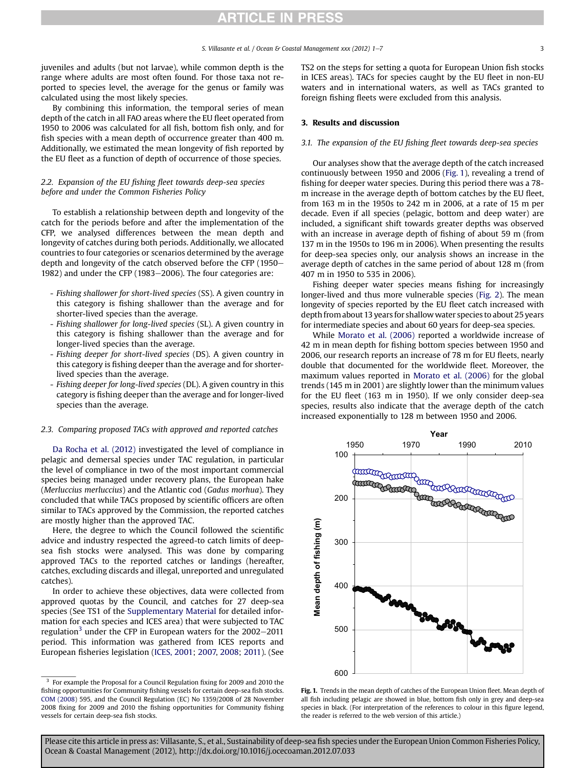juveniles and adults (but not larvae), while common depth is the range where adults are most often found. For those taxa not reported to species level, the average for the genus or family was calculated using the most likely species.

By combining this information, the temporal series of mean depth of the catch in all FAO areas where the EU fleet operated from 1950 to 2006 was calculated for all fish, bottom fish only, and for fish species with a mean depth of occurrence greater than 400 m. Additionally, we estimated the mean longevity of fish reported by the EU fleet as a function of depth of occurrence of those species.

### 2.2. Expansion of the EU fishing fleet towards deep-sea species before and under the Common Fisheries Policy

To establish a relationship between depth and longevity of the catch for the periods before and after the implementation of the CFP, we analysed differences between the mean depth and longevity of catches during both periods. Additionally, we allocated countries to four categories or scenarios determined by the average depth and longevity of the catch observed before the CFP (1950–1982) and under the CFP (1983–2006). The four categories are:

- *Fishing shallower for short-lived species* (SS). A given country in this category is fishing shallower than the average and for shorter-lived species than the average.
- *Fishing shallower for long-lived species* (SL). A given country in this category is fishing shallower than the average and for longer-lived species than the average.
- *Fishing deeper for short-lived species* (DS). A given country in this category is fishing deeper than the average and for shorter-lived species than the average.
- *Fishing deeper for long-lived species* (DL). A given country in this category is fishing deeper than the average and for longer-lived species than the average.

### 2.3. Comparing proposed TACs with approved and reported catches

Da Rocha et al. (2012) investigated the level of compliance in pelagic and demersal species under TAC regulation, in particular the level of compliance in two of the most important commercial species being managed under recovery plans, the European hake (*Merluccius merluccius*) and the Atlantic cod (*Gadus morhua*). They concluded that while TACs proposed by scientific officers are often similar to TACs approved by the Commission, the reported catches are mostly higher than the approved TAC.

Here, the degree to which the Council followed the scientific advice and industry respected the agreed-to catch limits of deep-sea fish stocks were analysed. This was done by comparing approved TACs to the reported catches or landings (hereafter, catches, excluding discards and illegal, unreported and unregulated catches).

In order to achieve these objectives, data were collected from approved quotas by the Council, and catches for 27 deep-sea species (See TS1 of the Supplementary Material for detailed information for each species and ICES area) that were subjected to TAC regulation[3] under the CFP in European waters for the 2002–2011 period. This information was gathered from ICES reports and European fisheries legislation (ICES, 2001; 2007, 2008; 2011). (See TS2 on the steps for setting a quota for European Union fish stocks in ICES areas). TACs for species caught by the EU fleet in non-EU waters and in international waters, as well as TACs granted to foreign fishing fleets were excluded from this analysis.

[3] For example the Proposal for a Council Regulation fixing for 2009 and 2010 the fishing opportunities for Community fishing vessels for certain deep-sea fish stocks. COM (2008) 595, and the Council Regulation (EC) No 1359/2008 of 28 November 2008 fixing for 2009 and 2010 the fishing opportunities for Community fishing vessels for certain deep-sea fish stocks.

## 3. Results and discussion

### 3.1. The expansion of the EU fishing fleet towards deep-sea species

Our analyses show that the average depth of the catch increased continuously between 1950 and 2006 (Fig. 1), revealing a trend of fishing for deeper water species. During this period there was a 78-m increase in the average depth of bottom catches by the EU fleet, from 163 m in the 1950s to 242 m in 2006, at a rate of 15 m per decade. Even if all species (pelagic, bottom and deep water) are included, a significant shift towards greater depths was observed with an increase in average depth of fishing of about 59 m (from 137 m in the 1950s to 196 m in 2006). When presenting the results for deep-sea species only, our analysis shows an increase in the average depth of catches in the same period of about 128 m (from 407 m in 1950 to 535 in 2006).

Fishing deeper water species means fishing for increasingly longer-lived and thus more vulnerable species (Fig. 2). The mean longevity of species reported by the EU fleet catch increased with depth from about 13 years for shallow water species to about 25 years for intermediate species and about 60 years for deep-sea species.

While Morato et al. (2006) reported a worldwide increase of 42 m in mean depth for fishing bottom species between 1950 and 2006, our research reports an increase of 78 m for EU fleets, nearly double that documented for the worldwide fleet. Moreover, the maximum values reported in Morato et al. (2006) for the global trends (145 m in 2001) are slightly lower than the minimum values for the EU fleet (163 m in 1950). If we only consider deep-sea species, results also indicate that the average depth of the catch increased exponentially to 128 m between 1950 and 2006.

**Fig. 1.** Trends in the mean depth of catches of the European Union fleet. Mean depth of all fish including pelagic are showed in blue, bottom fish only in grey and deep-sea species in black. (For interpretation of the references to colour in this figure legend, the reader is referred to the web version of this article.)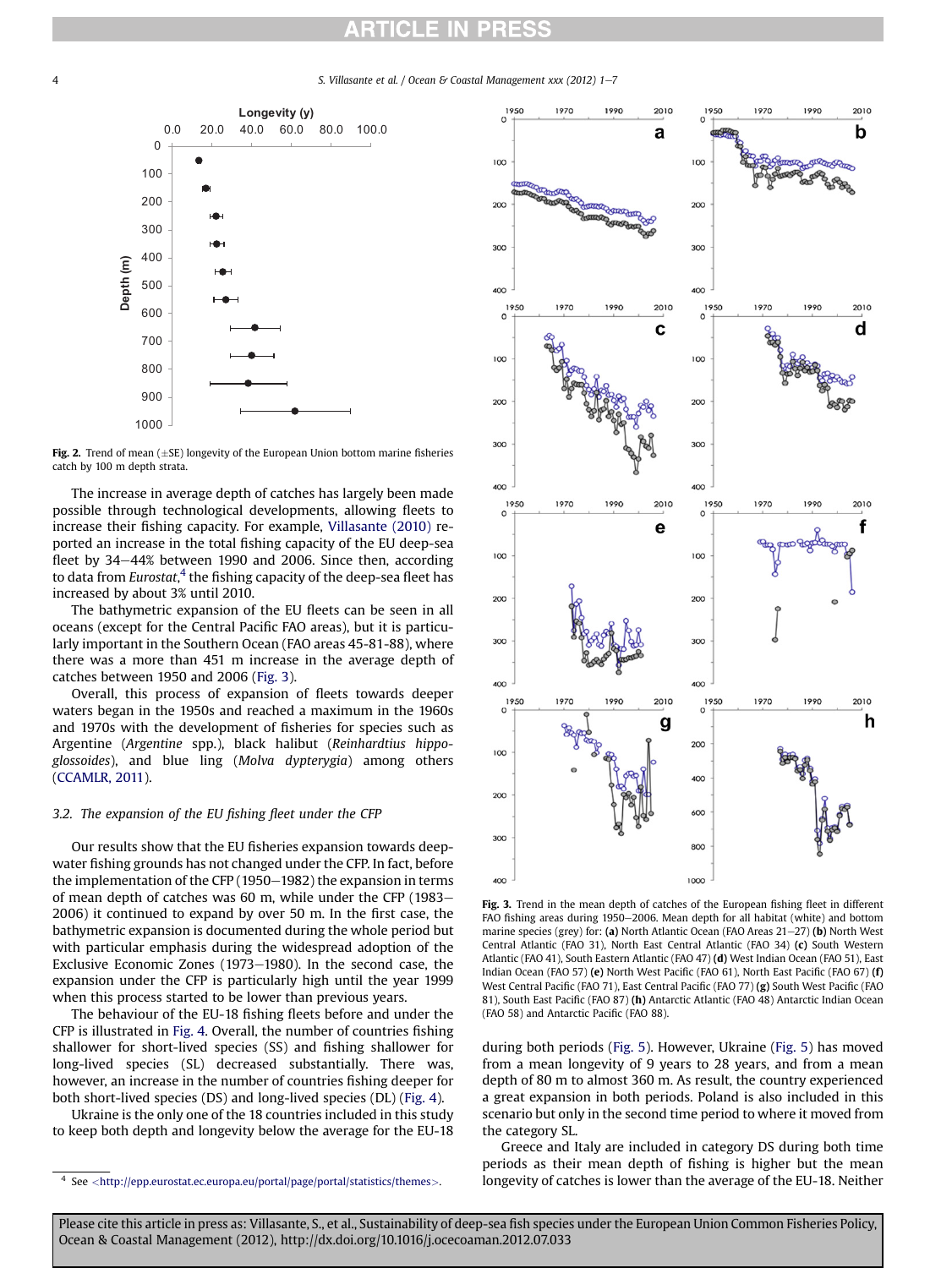Fig. 2. Trend of mean (±SE) longevity of the European Union bottom marine fisheries catch by 100 m depth strata.

The increase in average depth of catches has largely been made possible through technological developments, allowing fleets to increase their fishing capacity. For example, Villasante (2010) reported an increase in the total fishing capacity of the EU deep-sea fleet by 34–44% between 1990 and 2006. Since then, according to data from *Eurostat*,[4] the fishing capacity of the deep-sea fleet has increased by about 3% until 2010.

The bathymetric expansion of the EU fleets can be seen in all oceans (except for the Central Pacific FAO areas), but it is particularly important in the Southern Ocean (FAO areas 45-81-88), where there was a more than 451 m increase in the average depth of catches between 1950 and 2006 (Fig. 3).

Overall, this process of expansion of fleets towards deeper waters began in the 1950s and reached a maximum in the 1960s and 1970s with the development of fisheries for species such as Argentine (*Argentine* spp.), black halibut (*Reinhardtius hippoglossoides*), and blue ling (*Molva dypterygia*) among others (CCAMLR, 2011).

### 3.2. The expansion of the EU fishing fleet under the CFP

Our results show that the EU fisheries expansion towards deep-water fishing grounds has not changed under the CFP. In fact, before the implementation of the CFP (1950–1982) the expansion in terms of mean depth of catches was 60 m, while under the CFP (1983–2006) it continued to expand by over 50 m. In the first case, the bathymetric expansion is documented during the whole period but with particular emphasis during the widespread adoption of the Exclusive Economic Zones (1973–1980). In the second case, the expansion under the CFP is particularly high until the year 1999 when this process started to be lower than previous years.

The behaviour of the EU-18 fishing fleets before and under the CFP is illustrated in Fig. 4. Overall, the number of countries fishing shallower for short-lived species (SS) and fishing shallower for long-lived species (SL) decreased substantially. There was, however, an increase in the number of countries fishing deeper for both short-lived species (DS) and long-lived species (DL) (Fig. 4).

Ukraine is the only one of the 18 countries included in this study to keep both depth and longevity below the average for the EU-18 during both periods (Fig. 5). However, Ukraine (Fig. 5) has moved from a mean longevity of 9 years to 28 years, and from a mean depth of 80 m to almost 360 m. As result, the country experienced a great expansion in both periods. Poland is also included in this scenario but only in the second time period to where it moved from the category SL.

Greece and Italy are included in category DS during both time periods as their mean depth of fishing is higher but the mean longevity of catches is lower than the average of the EU-18. Neither

Fig. 3. Trend in the mean depth of catches of the European fishing fleet in different FAO fishing areas during 1950–2006. Mean depth for all habitat (white) and bottom marine species (grey) for: **(a)** North Atlantic Ocean (FAO Areas 21–27) **(b)** North West Central Atlantic (FAO 31), North East Central Atlantic (FAO 34) **(c)** South Western Atlantic (FAO 41), South Eastern Atlantic (FAO 47) **(d)** West Indian Ocean (FAO 51), East Indian Ocean (FAO 57) **(e)** North West Pacific (FAO 61), North East Pacific (FAO 67) **(f)** West Central Pacific (FAO 71), East Central Pacific (FAO 77) **(g)** South West Pacific (FAO 81), South East Pacific (FAO 87) **(h)** Antarctic Atlantic (FAO 48) Antarctic Indian Ocean (FAO 58) and Antarctic Pacific (FAO 88).

[4] See <http://epp.eurostat.ec.europa.eu/portal/page/portal/statistics/themes>.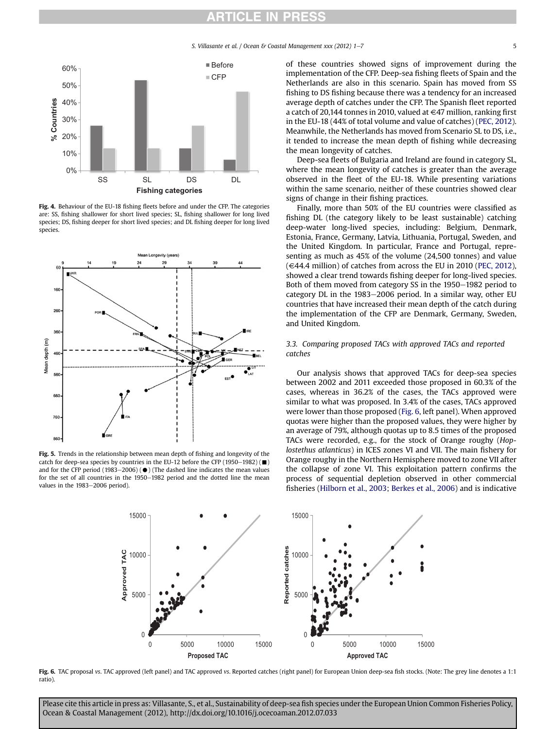Fig. 4. Behaviour of the EU-18 fishing fleets before and under the CFP. The categories are: SS, fishing shallower for short lived species; SL, fishing shallower for long lived species; DS, fishing deeper for short lived species; and DL fishing deeper for long lived species.

Fig. 5. Trends in the relationship between mean depth of fishing and longevity of the catch for deep-sea species by countries in the EU-12 before the CFP (1950–1982) (■) and for the CFP period (1983–2006) (●) (The dashed line indicates the mean values for the set of all countries in the 1950–1982 period and the dotted line the mean values in the 1983–2006 period).

of these countries showed signs of improvement during the implementation of the CFP. Deep-sea fishing fleets of Spain and the Netherlands are also in this scenario. Spain has moved from SS fishing to DS fishing because there was a tendency for an increased average depth of catches under the CFP. The Spanish fleet reported a catch of 20,144 tonnes in 2010, valued at €47 million, ranking first in the EU-18 (44% of total volume and value of catches) (PEC, 2012). Meanwhile, the Netherlands has moved from Scenario SL to DS, i.e., it tended to increase the mean depth of fishing while decreasing the mean longevity of catches.

Deep-sea fleets of Bulgaria and Ireland are found in category SL, where the mean longevity of catches is greater than the average observed in the fleet of the EU-18. While presenting variations within the same scenario, neither of these countries showed clear signs of change in their fishing practices.

Finally, more than 50% of the EU countries were classified as fishing DL (the category likely to be least sustainable) catching deep-water long-lived species, including: Belgium, Denmark, Estonia, France, Germany, Latvia, Lithuania, Portugal, Sweden, and the United Kingdom. In particular, France and Portugal, representing as much as 45% of the volume (24,500 tonnes) and value (€44.4 million) of catches from across the EU in 2010 (PEC, 2012), showed a clear trend towards fishing deeper for long-lived species. Both of them moved from category SS in the 1950–1982 period to category DL in the 1983–2006 period. In a similar way, other EU countries that have increased their mean depth of the catch during the implementation of the CFP are Denmark, Germany, Sweden, and United Kingdom.

### 3.3. Comparing proposed TACs with approved TACs and reported catches

Our analysis shows that approved TACs for deep-sea species between 2002 and 2011 exceeded those proposed in 60.3% of the cases, whereas in 36.2% of the cases, the TACs approved were similar to what was proposed. In 3.4% of the cases, TACs approved were lower than those proposed (Fig. 6, left panel). When approved quotas were higher than the proposed values, they were higher by an average of 79%, although quotas up to 8.5 times of the proposed TACs were recorded, e.g., for the stock of Orange roughy (*Hoplostethus atlanticus*) in ICES zones VI and VII. The main fishery for Orange roughy in the Northern Hemisphere moved to zone VII after the collapse of zone VI. This exploitation pattern confirms the process of sequential depletion observed in other commercial fisheries (Hilborn et al., 2003; Berkes et al., 2006) and is indicative

Fig. 6. TAC proposal *vs*. TAC approved (left panel) and TAC approved *vs*. Reported catches (right panel) for European Union deep-sea fish stocks. (Note: The grey line denotes a 1:1 ratio).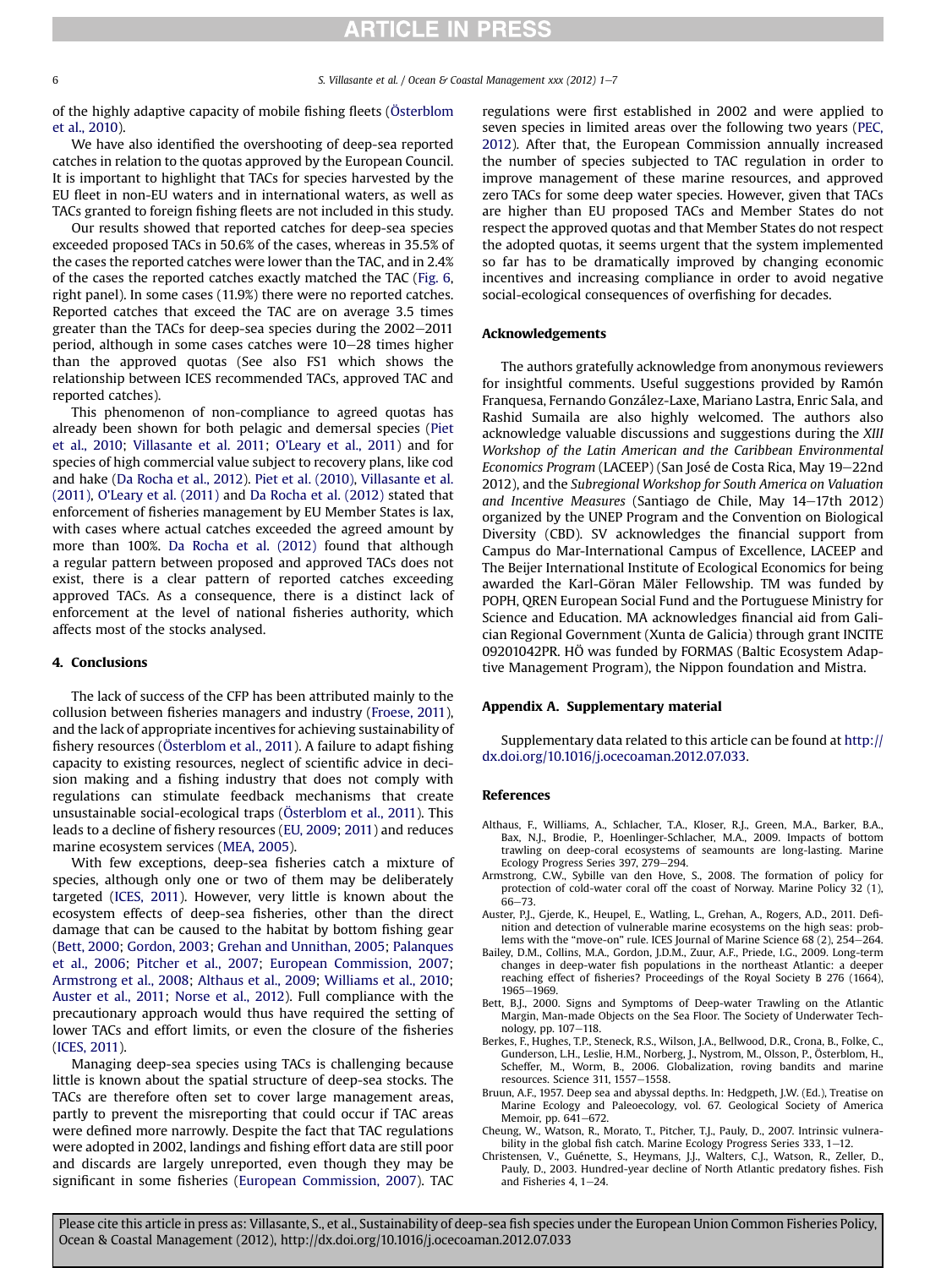of the highly adaptive capacity of mobile fishing fleets (Österblom et al., 2010).

We have also identified the overshooting of deep-sea reported catches in relation to the quotas approved by the European Council. It is important to highlight that TACs for species harvested by the EU fleet in non-EU waters and in international waters, as well as TACs granted to foreign fishing fleets are not included in this study.

Our results showed that reported catches for deep-sea species exceeded proposed TACs in 50.6% of the cases, whereas in 35.5% of the cases the reported catches were lower than the TAC, and in 2.4% of the cases the reported catches exactly matched the TAC (Fig. 6, right panel). In some cases (11.9%) there were no reported catches. Reported catches that exceed the TAC are on average 3.5 times greater than the TACs for deep-sea species during the 2002–2011 period, although in some cases catches were 10–28 times higher than the approved quotas (See also FS1 which shows the relationship between ICES recommended TACs, approved TAC and reported catches).

This phenomenon of non-compliance to agreed quotas has already been shown for both pelagic and demersal species (Piet et al., 2010; Villasante et al. 2011; O'Leary et al., 2011) and for species of high commercial value subject to recovery plans, like cod and hake (Da Rocha et al., 2012). Piet et al. (2010), Villasante et al. (2011), O'Leary et al. (2011) and Da Rocha et al. (2012) stated that enforcement of fisheries management by EU Member States is lax, with cases where actual catches exceeded the agreed amount by more than 100%. Da Rocha et al. (2012) found that although a regular pattern between proposed and approved TACs does not exist, there is a clear pattern of reported catches exceeding approved TACs. As a consequence, there is a distinct lack of enforcement at the level of national fisheries authority, which affects most of the stocks analysed.

## 4. Conclusions

The lack of success of the CFP has been attributed mainly to the collusion between fisheries managers and industry (Froese, 2011), and the lack of appropriate incentives for achieving sustainability of fishery resources (Österblom et al., 2011). A failure to adapt fishing capacity to existing resources, neglect of scientific advice in decision making and a fishing industry that does not comply with regulations can stimulate feedback mechanisms that create unsustainable social-ecological traps (Österblom et al., 2011). This leads to a decline of fishery resources (EU, 2009; 2011) and reduces marine ecosystem services (MEA, 2005).

With few exceptions, deep-sea fisheries catch a mixture of species, although only one or two of them may be deliberately targeted (ICES, 2011). However, very little is known about the ecosystem effects of deep-sea fisheries, other than the direct damage that can be caused to the habitat by bottom fishing gear (Bett, 2000; Gordon, 2003; Grehan and Unnithan, 2005; Palanques et al., 2006; Pitcher et al., 2007; European Commission, 2007; Armstrong et al., 2008; Althaus et al., 2009; Williams et al., 2010; Auster et al., 2011; Norse et al., 2012). Full compliance with the precautionary approach would thus have required the setting of lower TACs and effort limits, or even the closure of the fisheries (ICES, 2011).

Managing deep-sea species using TACs is challenging because little is known about the spatial structure of deep-sea stocks. The TACs are therefore often set to cover large management areas, partly to prevent the misreporting that could occur if TAC areas were defined more narrowly. Despite the fact that TAC regulations were adopted in 2002, landings and fishing effort data are still poor and discards are largely unreported, even though they may be significant in some fisheries (European Commission, 2007). TAC regulations were first established in 2002 and were applied to seven species in limited areas over the following two years (PEC, 2012). After that, the European Commission annually increased the number of species subjected to TAC regulation in order to improve management of these marine resources, and approved zero TACs for some deep water species. However, given that TACs are higher than EU proposed TACs and Member States do not respect the approved quotas and that Member States do not respect the adopted quotas, it seems urgent that the system implemented so far has to be dramatically improved by changing economic incentives and increasing compliance in order to avoid negative social-ecological consequences of overfishing for decades.

## Acknowledgements

The authors gratefully acknowledge from anonymous reviewers for insightful comments. Useful suggestions provided by Ramón Franquesa, Fernando González-Laxe, Mariano Lastra, Enric Sala, and Rashid Sumaila are also highly welcomed. The authors also acknowledge valuable discussions and suggestions during the *XIII Workshop of the Latin American and the Caribbean Environmental Economics Program* (LACEEP) (San José de Costa Rica, May 19–22nd 2012), and the *Subregional Workshop for South America on Valuation and Incentive Measures* (Santiago de Chile, May 14–17th 2012) organized by the UNEP Program and the Convention on Biological Diversity (CBD). SV acknowledges the financial support from Campus do Mar-International Campus of Excellence, LACEEP and The Beijer International Institute of Ecological Economics for being awarded the Karl-Göran Mäler Fellowship. TM was funded by POPH, QREN European Social Fund and the Portuguese Ministry for Science and Education. MA acknowledges financial aid from Galician Regional Government (Xunta de Galicia) through grant INCITE 09201042PR. HÖ was funded by FORMAS (Baltic Ecosystem Adaptive Management Program), the Nippon foundation and Mistra.

## Appendix A. Supplementary material

Supplementary data related to this article can be found at http://dx.doi.org/10.1016/j.ocecoaman.2012.07.033.

## References

Althaus, F., Williams, A., Schlacher, T.A., Kloser, R.J., Green, M.A., Barker, B.A., Bax, N.J., Brodie, P., Hoenlinger-Schlacher, M.A., 2009. Impacts of bottom trawling on deep-coral ecosystems of seamounts are long-lasting. Marine Ecology Progress Series 397, 279–294.

Armstrong, C.W., Sybille van den Hove, S., 2008. The formation of policy for protection of cold-water coral off the coast of Norway. Marine Policy 32 (1), 66–73.

Auster, P.J., Gjerde, K., Heupel, E., Watling, L., Grehan, A., Rogers, A.D., 2011. Definition and detection of vulnerable marine ecosystems on the high seas: problems with the "move-on" rule. ICES Journal of Marine Science 68 (2), 254–264.

Bailey, D.M., Collins, M.A., Gordon, J.D.M., Zuur, A.F., Priede, I.G., 2009. Long-term changes in deep-water fish populations in the northeast Atlantic: a deeper reaching effect of fisheries? Proceedings of the Royal Society B 276 (1664), 1965–1969.

Bett, B.J., 2000. Signs and Symptoms of Deep-water Trawling on the Atlantic Margin, Man-made Objects on the Sea Floor. The Society of Underwater Technology, pp. 107–118.

Berkes, F., Hughes, T.P., Steneck, R.S., Wilson, J.A., Bellwood, D.R., Crona, B., Folke, C., Gunderson, L.H., Leslie, H.M., Norberg, J., Nystrom, M., Olsson, P., Österblom, H., Scheffer, M., Worm, B., 2006. Globalization, roving bandits and marine resources. Science 311, 1557–1558.

Bruun, A.F., 1957. Deep sea and abyssal depths. In: Hedgpeth, J.W. (Ed.), Treatise on Marine Ecology and Paleoecology, vol. 67. Geological Society of America Memoir, pp. 641–672.

Cheung, W., Watson, R., Morato, T., Pitcher, T.J., Pauly, D., 2007. Intrinsic vulnerability in the global fish catch. Marine Ecology Progress Series 333, 1–12.

Christensen, V., Guénette, S., Heymans, J.J., Walters, C.J., Watson, R., Zeller, D., Pauly, D., 2003. Hundred-year decline of North Atlantic predatory fishes. Fish and Fisheries 4, 1–24.

Please cite this article in press as: Villasante, S., et al., Sustainability of deep-sea fish species under the European Union Common Fisheries Policy, Ocean & Coastal Management (2012), http://dx.doi.org/10.1016/j.ocecoaman.2012.07.033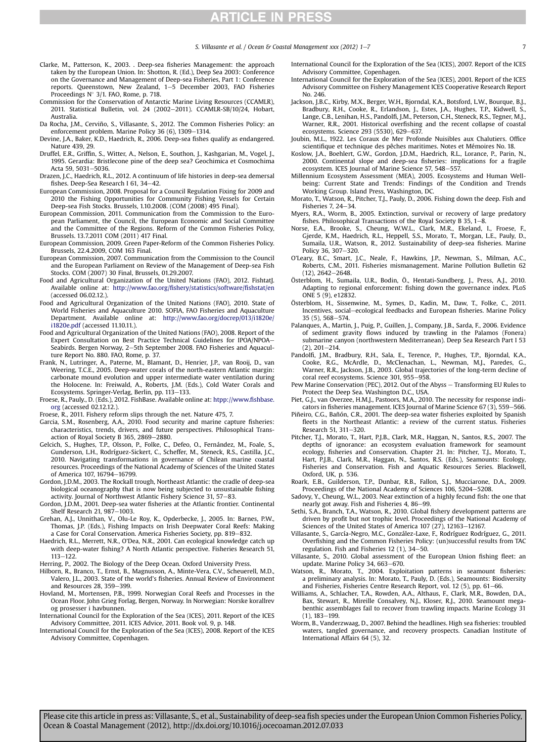Clarke, M., Patterson, K., 2003. . Deep-sea fisheries Management: the approach taken by the European Union. In: Shotton, R. (Ed.), Deep Sea 2003: Conference on the Governance and Management of Deep-sea Fisheries, Part 1: Conference reports. Queenstown, New Zealand, 1–5 December 2003, FAO Fisheries Proceedings N° 3/1. FAO, Rome, p. 718.

Commission for the Conservation of Antarctic Marine Living Resources (CCAMLR), 2011. Statistical Bulletin, vol. 24 (2002–2011). CCAMLR-SB/10/24, Hobart, Australia.

Da Rocha, J.M., Cerviño, S., Villasante, S., 2012. The Common Fisheries Policy: an enforcement problem. Marine Policy 36 (6), 1309–1314.

Devine, J.A., Baker, K.D., Haedrich, R., 2006. Deep-sea fishes qualify as endangered. Nature 439, 29.

Druffel, E.R., Griffin, S., Witter, A., Nelson, E., Southon, J., Kashgarian, M., Vogel, J., 1995. Gerardia: Bristlecone pine of the deep sea? Geochimica et Cosmochima Acta 59, 5031–5036.

Drazen, J.C., Haedrich, R.L., 2012. A continuum of life histories in deep-sea demersal fishes. Deep-Sea Research I 61, 34–42.

European Commission, 2008. Proposal for a Council Regulation Fixing for 2009 and 2010 the Fishing Opportunities for Community Fishing Vessels for Certain Deep-sea Fish Stocks. Brussels, 1.10.2008. (COM (2008) 495 Final).

European Commission, 2011. Communication from the Commission to the European Parliament, the Council, the European Economic and Social Committee and the Committee of the Regions. Reform of the Common Fisheries Policy, Brussels. 13.7.2011 COM (2011) 417 Final.

European Commission, 2009. Green Paper-Reform of the Common Fisheries Policy. Brussels, 22.4.2009, COM 163 Final.

European Commission, 2007. Communication from the Commission to the Council and the European Parliament on Review of the Management of Deep-sea Fish Stocks. COM (2007) 30 Final, Brussels, 01.29.2007.

Food and Agricultural Organization of the United Nations (FAO), 2012. FishtatJ. Available online at: http://www.fao.org/fishery/statistics/software/fishstat/en (accessed 06.02.12.).

Food and Agricultural Organization of the United Nations (FAO), 2010. State of World Fisheries and Aquaculture 2010. SOFIA, FAO Fisheries and Aquaculture Department. Available online at: http://www.fao.org/docrep/013/i1820e/i1820e.pdf (accessed 11.10.11.).

Food and Agricultural Organization of the United Nations (FAO), 2008. Report of the Expert Consultation on Best Practice Technical Guidelines for IPOA/NPOA–Seabirds. Bergen Norway, 2–5th September 2008. FAO Fisheries and Aquaculture Report No. 880. FAO, Rome, p. 37.

Frank, N., Lutringer, A., Paterne, M., Blamant, D., Henrier, J.P., van Rooij, D., van Weering, T.C.E., 2005. Deep-water corals of the north-eastern Atlantic margin: carbonate mound evolution and upper intermediate water ventilation during the Holocene. In: Freiwald, A., Roberts, J.M. (Eds.), Cold Water Corals and Ecosystems. Springer-Verlag, Berlin, pp. 113–133.

Froese, R., Pauly., D. (Eds.), 2012. FishBase. Available online at: htpp://www.fishbase.org (accessed 02.12.12.).

Froese, R., 2011. Fishery reform slips through the net. Nature 475, 7.

Garcia, S.M., Rosenberg, A.A., 2010. Food security and marine capture fisheries: characteristics, trends, drivers, and future perspectives. Philosophical Transaction of Royal Society B 365, 2869–2880.

Gelcich, S., Hughes, T.P., Olsson, P., Folke, C., Defeo, O., Fernández, M., Foale, S., Gunderson, L.H., Rodríguez-Sickert, C., Scheffer, M., Steneck, R.S., Castilla, J.C., 2010. Navigating transformations in governance of Chilean marine coastal resources. Proceedings of the National Academy of Sciences of the United States of America 107, 16794–16799.

Gordon, J.D.M., 2003. The Rockall trough, Northeast Atlantic: the cradle of deep-sea biological oceanography that is now being subjected to unsustainable fishing activity. Journal of Northwest Atlantic Fishery Science 31, 57–83.

Gordon, J.D.M., 2001. Deep-sea water fisheries at the Atlantic frontier. Continental Shelf Research 21, 987–1003.

Grehan, A.J., Unnithan, V., Olu-Le Roy, K., Opderbecke, J., 2005. In: Barnes, P.W., Thomas, J.P. (Eds.), Fishing Impacts on Irish Deepwater Coral Reefs: Making a Case for Coral Conservation. America Fisheries Society, pp. 819–832.

Haedrich, R.L., Merrett, N.R., O'Dea, N.R., 2001. Can ecological knowledge catch up with deep-water fishing? A North Atlantic perspective. Fisheries Research 51, 113–122.

Herring, P., 2002. The Biology of the Deep Ocean. Oxford University Press.

Hilborn, R., Branco, T., Ernst, B., Magnusson, A., Minte-Vera, C.V., Scheuerell, M.D., Valero, J.L., 2003. State of the world's fisheries. Annual Review of Environment and Resources 28, 359–399.

Hovland, M., Mortensen, P.B., 1999. Norwegian Coral Reefs and Processes in the Ocean Floor. John Grieg Forlag, Bergen, Norway. In Norwegian: Norske korallrev og prosesser i havbunnen.

International Council for the Exploration of the Sea (ICES), 2011. Report of the ICES Advisory Committee, 2011. ICES Advice, 2011. Book vol. 9, p. 148.

International Council for the Exploration of the Sea (ICES), 2008. Report of the ICES Advisory Committee, Copenhagen.

International Council for the Exploration of the Sea (ICES), 2007. Report of the ICES Advisory Committee, Copenhagen.

International Council for the Exploration of the Sea (ICES), 2001. Report of the ICES Advisory Committee on Fishery Management ICES Cooperative Research Report No. 246.

Jackson, J.B.C., Kirby, M.X., Berger, W.H., Bjorndal, K.A., Botsford, L.W., Bourque, B.J., Bradbury, R.H., Cooke, R., Erlandson, J., Estes, J.A., Hughes, T.P., Kidwell, S., Lange, C.B., Lenihan, H.S., Pandolfi, J.M., Peterson, C.H., Steneck, R.S., Tegner, M.J., Warner, R.R., 2001. Historical overfishing and the recent collapse of coastal ecosystems. Science 293 (5530), 629–637.

Joubin, M.L., 1922. Les Coraux de Mer Profonde Nuisibles aux Chalutiers. Office scientifique et technique des pêches maritimes. Notes et Mémoires No. 18.

Koslow, J.A., Boehlert, G.W., Gordon, J.D.M., Haedrich, R.L., Lorance, P., Parin, N., 2000. Continental slope and deep-sea fisheries: implications for a fragile ecosystem. ICES Journal of Marine Science 57, 548–557.

Millennium Ecosystem Assessment (MEA), 2005. Ecosystems and Human Well-being: Current State and Trends: Findings of the Condition and Trends Working Group. Island Press, Washington, DC.

Morato, T., Watson, R., Pitcher, T.J., Pauly, D., 2006. Fishing down the deep. Fish and Fisheries 7, 24–34.

Myers, R.A., Worm, B., 2005. Extinction, survival or recovery of large predatory fishes. Philosophical Transactions of the Royal Society B 35, 1–8.

Norse, E.A., Brooke, S., Cheung, W.W.L., Clark, M.R., Ekeland, I., Froese, F., Gjerde, K.M., Haedrich, R.L., Heppell, S.S., Morato, T., Morgan, L.E., Pauly, D., Sumaila, U.R., Watson, R., 2012. Sustainability of deep-sea fisheries. Marine Policy 36, 307–320.

O'Leary, B.C., Smart, J.C., Neale, F., Hawkins, J.P., Newman, S., Milman, A.C., Roberts, C.M., 2011. Fisheries mismanagement. Marine Pollution Bulletin 62 (12), 2642–2648.

Österblom, H., Sumaila, U.R., Bodin, Ö., Hentati-Sundberg, J., Press, A.J., 2010. Adapting to regional enforcement: fishing down the governance index. PLoS ONE 5 (9), e12832.

Österblom, H., Sissenwine, M., Symes, D., Kadin, M., Daw, T., Folke, C., 2011. Incentives, social–ecological feedbacks and European fisheries. Marine Policy 35 (5), 568–574.

Palanques, A., Martin, J., Puig, P., Guillen, J., Company, J.B., Sarda, F., 2006. Evidence of sediment gravity flows induced by trawling in the Palamos (Fonera) submarine canyon (northwestern Mediterranean). Deep Sea Research Part I 53 (2), 201–214.

Pandolfi, J.M., Bradbury, R.H., Sala, E., Terence, P., Hughes, T.P., Bjorndal, K.A., Cooke, R.G., McArdle, D., McClenachan, L., Newman, M.J., Paredes, G., Warner, R.R., Jackson, J.B., 2003. Global trajectories of the long-term decline of coral reef ecosystems. Science 301, 955–958.

Pew Marine Conservation (PEC), 2012. Out of the Abyss – Transforming EU Rules to Protect the Deep Sea. Washington D.C., USA.

Piet, G.J., van Overzee, H.M.J., Pastoors, M.A., 2010. The necessity for response indicators in fisheries management. ICES Journal of Marine Science 67 (3), 559–566.

Piñeiro, C.G., Bañón, C.R., 2001. The deep-sea water fisheries exploited by Spanish fleets in the Northeast Atlantic: a review of the current status. Fisheries Research 51, 311–320.

Pitcher, T.J., Morato, T., Hart, P.J.B., Clark, M.R., Haggan, N., Santos, R.S., 2007. The depths of ignorance: an ecosystem evaluation framework for seamount ecology, fisheries and Conservation. Chapter 21. In: Pitcher, T.J., Morato, T., Hart, P.J.B., Clark, M.R., Haggan, N., Santos, R.S. (Eds.), Seamounts: Ecology, Fisheries and Conservation. Fish and Aquatic Resources Series. Blackwell, Oxford, UK, p. 536.

Roark, E.B., Guilderson, T.P., Dunbar, R.B., Fallon, S.J., Mucciarone, D.A., 2009. Proceedings of the National Academy of Sciences 106, 5204–5208.

Sadovy, Y., Cheung, W.L., 2003. Near extinction of a highly fecund fish: the one that nearly got away. Fish and Fisheries 4, 86–99.

Sethi, S.A., Branch, T.A., Watson, R., 2010. Global fishery development patterns are driven by profit but not trophic level. Proceedings of the National Academy of Sciences of the United States of America 107 (27), 12163–12167.

Villasante, S., García-Negro, M.C., González-Laxe, F., Rodríguez Rodríguez, G., 2011. Overfishing and the Common Fisheries Policy: (un)successful results from TAC regulation. Fish and Fisheries 12 (1), 34–50.

Villasante, S., 2010. Global assessment of the European Union fishing fleet: an update. Marine Policy 34, 663–670.

Watson, R., Morato, T., 2004. Exploitation patterns in seamount fisheries: a preliminary analysis. In: Morato, T., Pauly, D. (Eds.), Seamounts: Biodiversity and Fisheries, Fisheries Centre Research Report, vol. 12 (5), pp. 61–66.

Williams, A., Schlacher, T.A., Rowden, A.A., Althaus, F., Clark, M.R., Bowden, D.A., Bax, Stewart, R., Mireille Consalvey, N.J., Kloser, R.J., 2010. Seamount megabenthic assemblages fail to recover from trawling impacts. Marine Ecology 31 (1), 183–199.

Worm, B., Vanderzwaag, D., 2007. Behind the headlines. High sea fisheries: troubled waters, tangled governance, and recovery prospects. Canadian Institute of International Affairs 64 (5), 32.